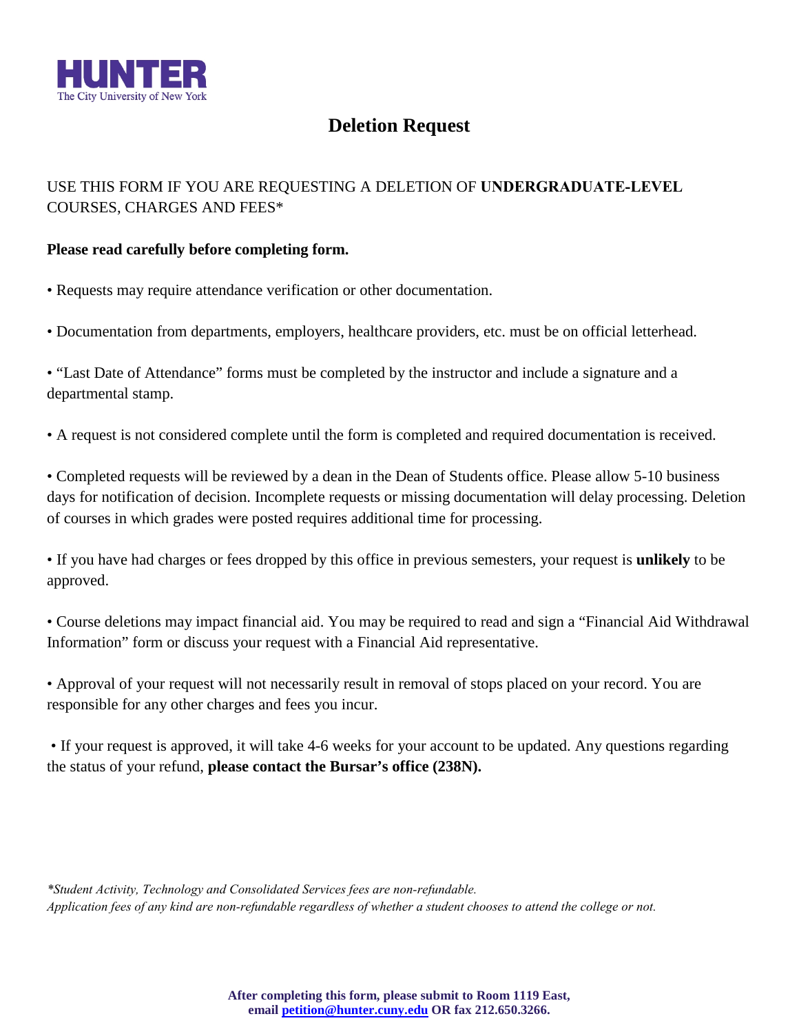**HUNTER**
The City University of New York

# Deletion Request

USE THIS FORM IF YOU ARE REQUESTING A DELETION OF **UNDERGRADUATE-LEVEL** COURSES, CHARGES AND FEES*

**Please read carefully before completing form.**

- Requests may require attendance verification or other documentation.

- Documentation from departments, employers, healthcare providers, etc. must be on official letterhead.

- "Last Date of Attendance" forms must be completed by the instructor and include a signature and a departmental stamp.

- A request is not considered complete until the form is completed and required documentation is received.

- Completed requests will be reviewed by a dean in the Dean of Students office. Please allow 5-10 business days for notification of decision. Incomplete requests or missing documentation will delay processing. Deletion of courses in which grades were posted requires additional time for processing.

- If you have had charges or fees dropped by this office in previous semesters, your request is **unlikely** to be approved.

- Course deletions may impact financial aid. You may be required to read and sign a "Financial Aid Withdrawal Information" form or discuss your request with a Financial Aid representative.

- Approval of your request will not necessarily result in removal of stops placed on your record. You are responsible for any other charges and fees you incur.

- If your request is approved, it will take 4-6 weeks for your account to be updated. Any questions regarding the status of your refund, **please contact the Bursar's office (238N).**

*\*Student Activity, Technology and Consolidated Services fees are non-refundable.*
*Application fees of any kind are non-refundable regardless of whether a student chooses to attend the college or not.*

**After completing this form, please submit to Room 1119 East, email [petition@hunter.cuny.edu](mailto:petition@hunter.cuny.edu) OR fax 212.650.3266.**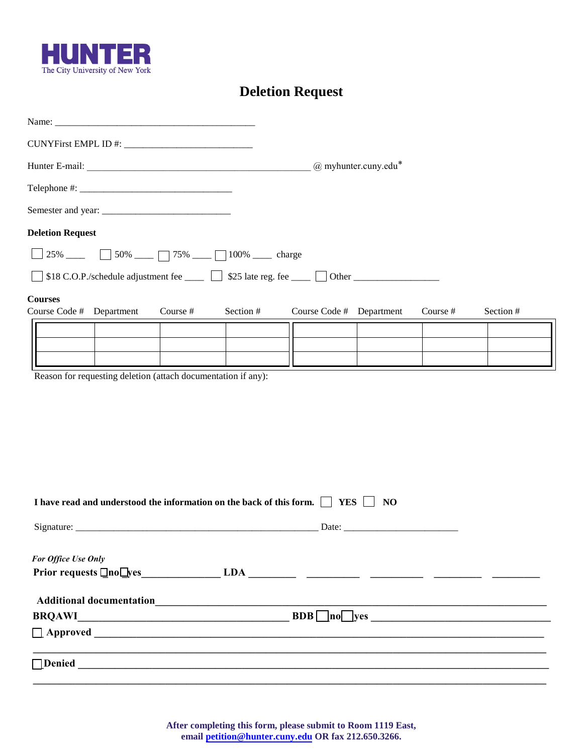HUNTER
The City University of New York

# Deletion Request

Name: ___________________________________________

CUNYFirst EMPL ID #: ___________________________

Hunter E-mail: ________________________________________________ @ myhunter.cuny.edu*

Telephone #: _________________________________

Semester and year: ___________________________

**Deletion Request**

☐ 25% ____ ☐ 50% ____ ☐ 75% ____ ☐ 100% ____ charge

☐ $18 C.O.P./schedule adjustment fee ____ ☐ $25 late reg. fee ____ ☐ Other _________________

**Courses**

| Course Code # | Department | Course # | Section # | Course Code # | Department | Course # | Section # |
|---|---|---|---|---|---|---|---|
| | | | | | | | |
| | | | | | | | |
| | | | | | | | |

Reason for requesting deletion (attach documentation if any):

**I have read and understood the information on the back of this form.** ☐ **YES** ☐ **NO**

Signature: ____________________________________________________ Date: ________________________

***For Office Use Only***

**Prior requests ☐no☐yes______________ LDA _________ __________ __________ _________ _________**

**Additional documentation___________________________________________________________________________**

**BRQAWI_______________________________________ BDB ☐no☐yes _________________________________**

☐ **Approved _____________________________________________________________________________________**

_______________________________________________________________________________________________

☐**Denied ________________________________________________________________________________________**

_______________________________________________________________________________________________

**After completing this form, please submit to Room 1119 East, email petition@hunter.cuny.edu OR fax 212.650.3266.**